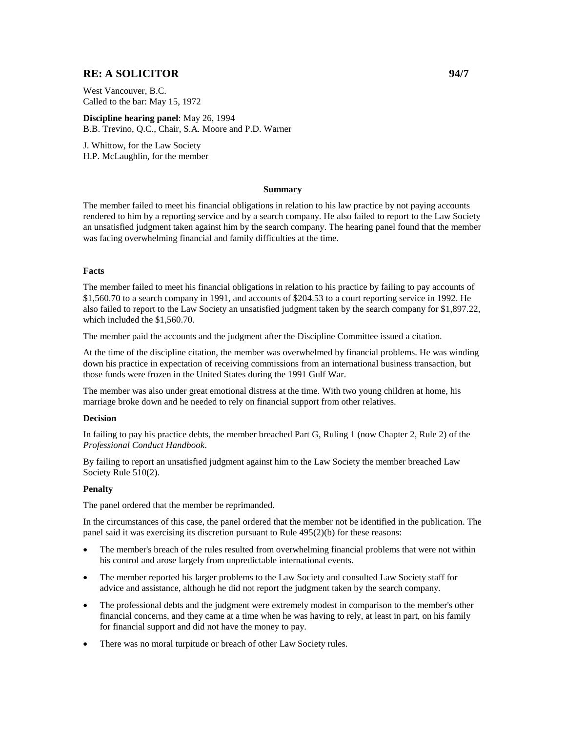## RE: A SOLICITOR 94/7

West Vancouver, B.C.
Called to the bar: May 15, 1972

**Discipline hearing panel**: May 26, 1994
B.B. Trevino, Q.C., Chair, S.A. Moore and P.D. Warner

J. Whittow, for the Law Society
H.P. McLaughlin, for the member

### Summary

The member failed to meet his financial obligations in relation to his law practice by not paying accounts rendered to him by a reporting service and by a search company. He also failed to report to the Law Society an unsatisfied judgment taken against him by the search company. The hearing panel found that the member was facing overwhelming financial and family difficulties at the time.

### Facts

The member failed to meet his financial obligations in relation to his practice by failing to pay accounts of $1,560.70 to a search company in 1991, and accounts of $204.53 to a court reporting service in 1992. He also failed to report to the Law Society an unsatisfied judgment taken by the search company for $1,897.22, which included the $1,560.70.

The member paid the accounts and the judgment after the Discipline Committee issued a citation.

At the time of the discipline citation, the member was overwhelmed by financial problems. He was winding down his practice in expectation of receiving commissions from an international business transaction, but those funds were frozen in the United States during the 1991 Gulf War.

The member was also under great emotional distress at the time. With two young children at home, his marriage broke down and he needed to rely on financial support from other relatives.

### Decision

In failing to pay his practice debts, the member breached Part G, Ruling 1 (now Chapter 2, Rule 2) of the *Professional Conduct Handbook*.

By failing to report an unsatisfied judgment against him to the Law Society the member breached Law Society Rule 510(2).

### Penalty

The panel ordered that the member be reprimanded.

In the circumstances of this case, the panel ordered that the member not be identified in the publication. The panel said it was exercising its discretion pursuant to Rule 495(2)(b) for these reasons:

- The member's breach of the rules resulted from overwhelming financial problems that were not within his control and arose largely from unpredictable international events.
- The member reported his larger problems to the Law Society and consulted Law Society staff for advice and assistance, although he did not report the judgment taken by the search company.
- The professional debts and the judgment were extremely modest in comparison to the member's other financial concerns, and they came at a time when he was having to rely, at least in part, on his family for financial support and did not have the money to pay.
- There was no moral turpitude or breach of other Law Society rules.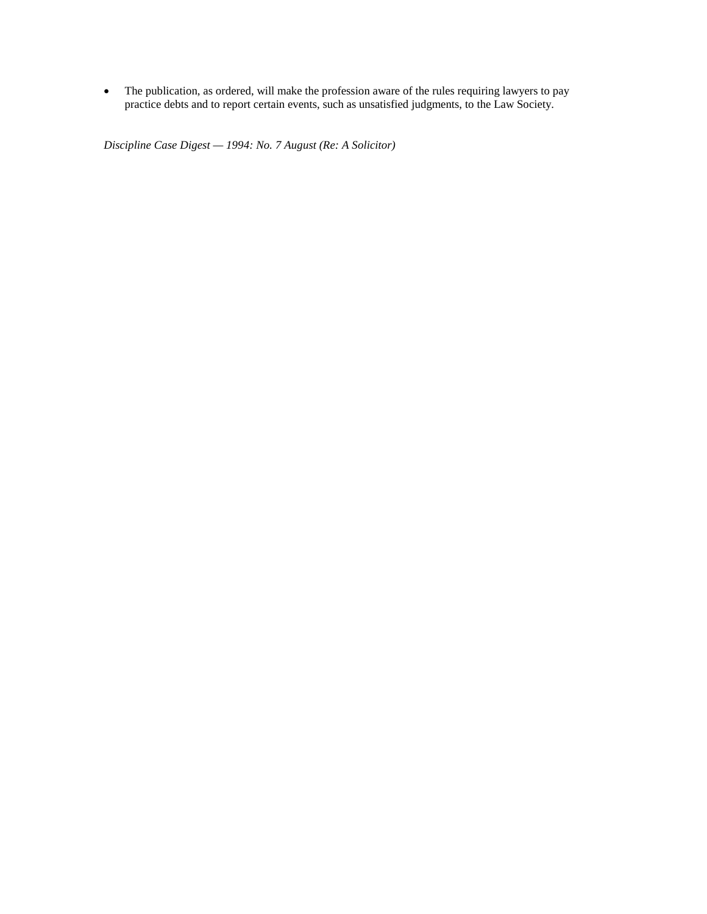- The publication, as ordered, will make the profession aware of the rules requiring lawyers to pay practice debts and to report certain events, such as unsatisfied judgments, to the Law Society.

*Discipline Case Digest — 1994: No. 7 August (Re: A Solicitor)*